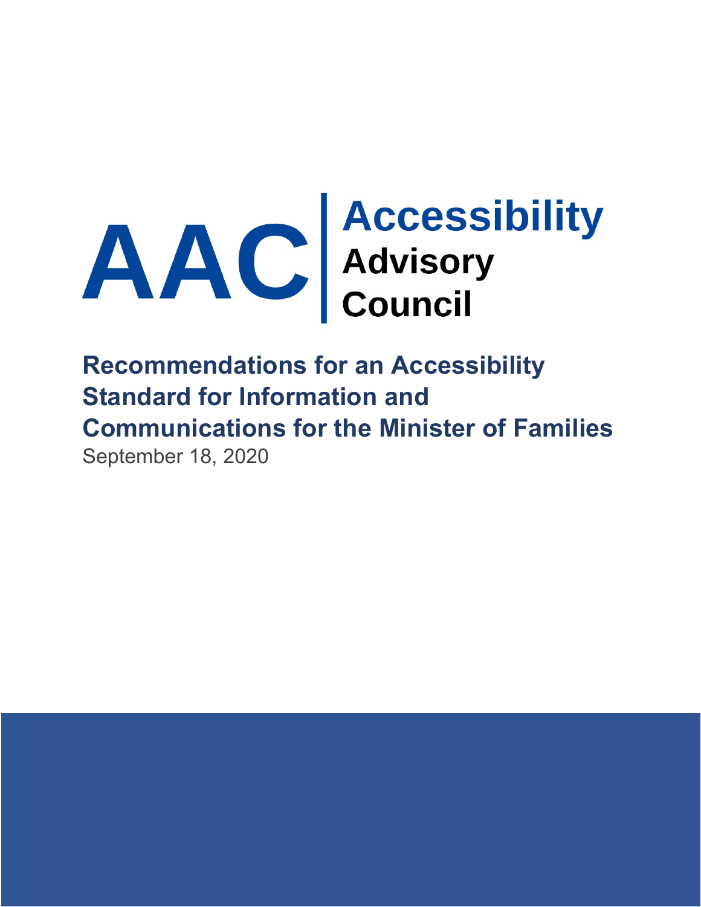# AAC Accessibility Advisory Council

## Recommendations for an Accessibility Standard for Information and Communications for the Minister of Families

September 18, 2020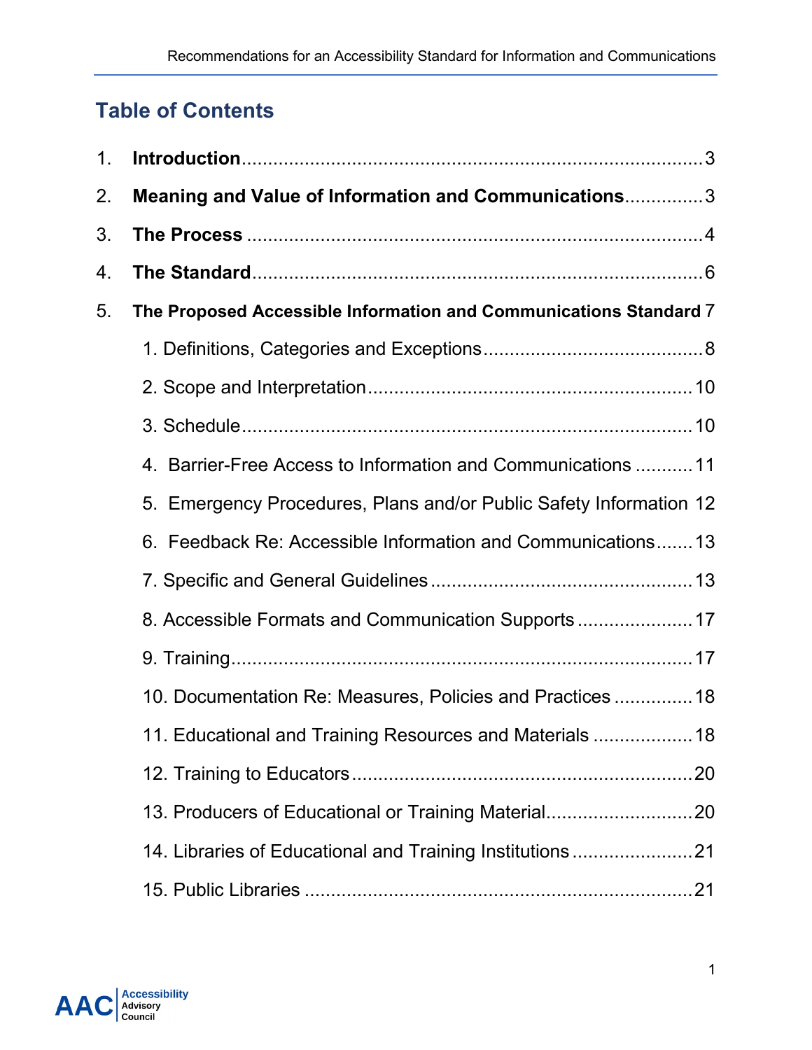## Table of Contents

1. **Introduction** ... 3
2. **Meaning and Value of Information and Communications** ... 3
3. **The Process** ... 4
4. **The Standard** ... 6
5. **The Proposed Accessible Information and Communications Standard** 7
   1. Definitions, Categories and Exceptions ... 8
   2. Scope and Interpretation ... 10
   3. Schedule ... 10
   4. Barrier-Free Access to Information and Communications ... 11
   5. Emergency Procedures, Plans and/or Public Safety Information 12
   6. Feedback Re: Accessible Information and Communications ... 13
   7. Specific and General Guidelines ... 13
   8. Accessible Formats and Communication Supports ... 17
   9. Training ... 17
   10. Documentation Re: Measures, Policies and Practices ... 18
   11. Educational and Training Resources and Materials ... 18
   12. Training to Educators ... 20
   13. Producers of Educational or Training Material ... 20
   14. Libraries of Educational and Training Institutions ... 21
   15. Public Libraries ... 21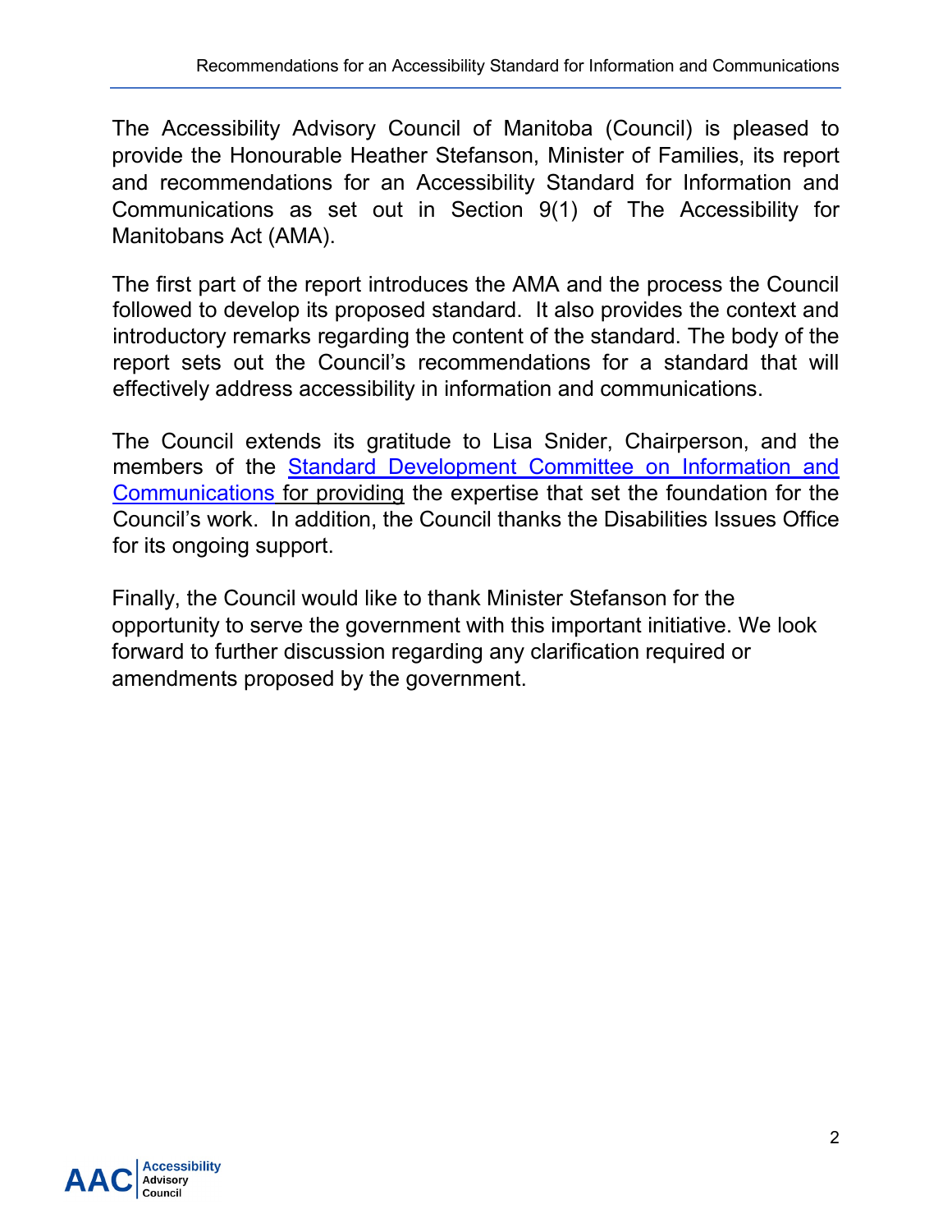The Accessibility Advisory Council of Manitoba (Council) is pleased to provide the Honourable Heather Stefanson, Minister of Families, its report and recommendations for an Accessibility Standard for Information and Communications as set out in Section 9(1) of The Accessibility for Manitobans Act (AMA).

The first part of the report introduces the AMA and the process the Council followed to develop its proposed standard. It also provides the context and introductory remarks regarding the content of the standard. The body of the report sets out the Council's recommendations for a standard that will effectively address accessibility in information and communications.

The Council extends its gratitude to Lisa Snider, Chairperson, and the members of the Standard Development Committee on Information and Communications for providing the expertise that set the foundation for the Council's work. In addition, the Council thanks the Disabilities Issues Office for its ongoing support.

Finally, the Council would like to thank Minister Stefanson for the opportunity to serve the government with this important initiative. We look forward to further discussion regarding any clarification required or amendments proposed by the government.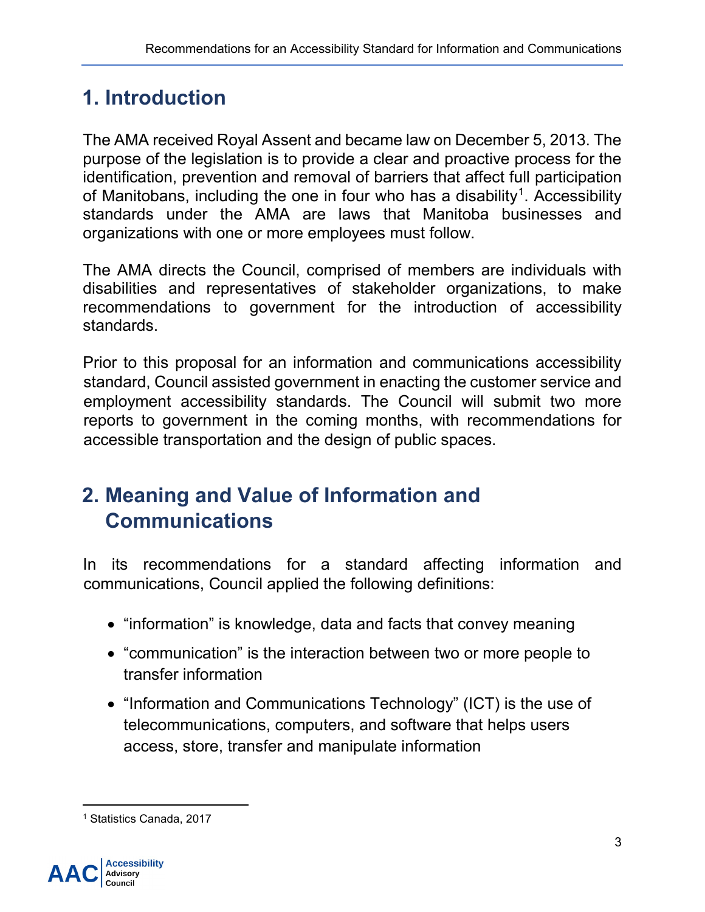# 1. Introduction

The AMA received Royal Assent and became law on December 5, 2013. The purpose of the legislation is to provide a clear and proactive process for the identification, prevention and removal of barriers that affect full participation of Manitobans, including the one in four who has a disability[1]. Accessibility standards under the AMA are laws that Manitoba businesses and organizations with one or more employees must follow.

The AMA directs the Council, comprised of members are individuals with disabilities and representatives of stakeholder organizations, to make recommendations to government for the introduction of accessibility standards.

Prior to this proposal for an information and communications accessibility standard, Council assisted government in enacting the customer service and employment accessibility standards. The Council will submit two more reports to government in the coming months, with recommendations for accessible transportation and the design of public spaces.

# 2. Meaning and Value of Information and Communications

In its recommendations for a standard affecting information and communications, Council applied the following definitions:

- "information" is knowledge, data and facts that convey meaning
- "communication" is the interaction between two or more people to transfer information
- "Information and Communications Technology" (ICT) is the use of telecommunications, computers, and software that helps users access, store, transfer and manipulate information

[1] Statistics Canada, 2017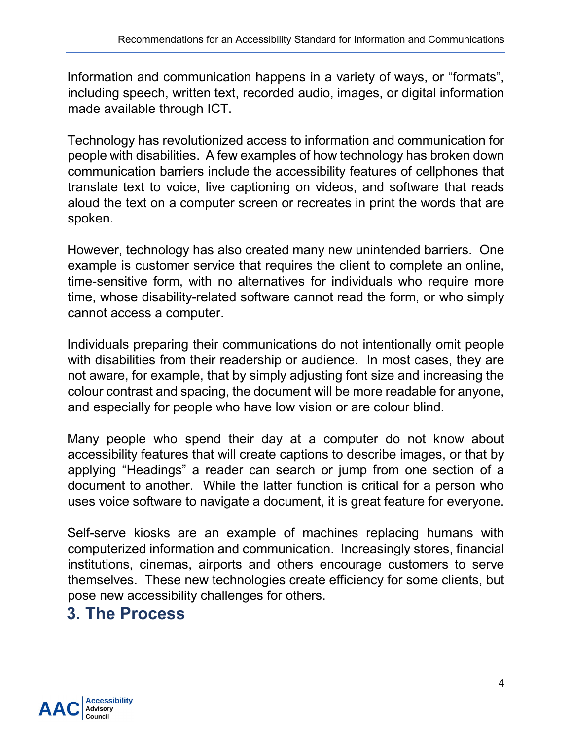Information and communication happens in a variety of ways, or "formats", including speech, written text, recorded audio, images, or digital information made available through ICT.

Technology has revolutionized access to information and communication for people with disabilities. A few examples of how technology has broken down communication barriers include the accessibility features of cellphones that translate text to voice, live captioning on videos, and software that reads aloud the text on a computer screen or recreates in print the words that are spoken.

However, technology has also created many new unintended barriers. One example is customer service that requires the client to complete an online, time-sensitive form, with no alternatives for individuals who require more time, whose disability-related software cannot read the form, or who simply cannot access a computer.

Individuals preparing their communications do not intentionally omit people with disabilities from their readership or audience. In most cases, they are not aware, for example, that by simply adjusting font size and increasing the colour contrast and spacing, the document will be more readable for anyone, and especially for people who have low vision or are colour blind.

Many people who spend their day at a computer do not know about accessibility features that will create captions to describe images, or that by applying "Headings" a reader can search or jump from one section of a document to another. While the latter function is critical for a person who uses voice software to navigate a document, it is great feature for everyone.

Self-serve kiosks are an example of machines replacing humans with computerized information and communication. Increasingly stores, financial institutions, cinemas, airports and others encourage customers to serve themselves. These new technologies create efficiency for some clients, but pose new accessibility challenges for others.

# 3. The Process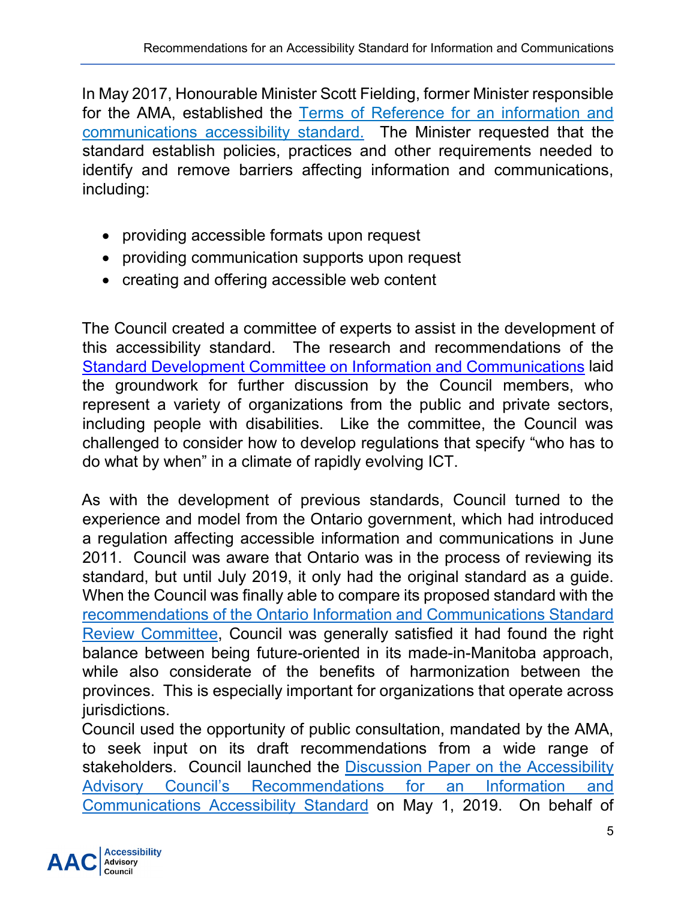In May 2017, Honourable Minister Scott Fielding, former Minister responsible for the AMA, established the Terms of Reference for an information and communications accessibility standard. The Minister requested that the standard establish policies, practices and other requirements needed to identify and remove barriers affecting information and communications, including:

- providing accessible formats upon request
- providing communication supports upon request
- creating and offering accessible web content

The Council created a committee of experts to assist in the development of this accessibility standard. The research and recommendations of the Standard Development Committee on Information and Communications laid the groundwork for further discussion by the Council members, who represent a variety of organizations from the public and private sectors, including people with disabilities. Like the committee, the Council was challenged to consider how to develop regulations that specify "who has to do what by when" in a climate of rapidly evolving ICT.

As with the development of previous standards, Council turned to the experience and model from the Ontario government, which had introduced a regulation affecting accessible information and communications in June 2011. Council was aware that Ontario was in the process of reviewing its standard, but until July 2019, it only had the original standard as a guide. When the Council was finally able to compare its proposed standard with the recommendations of the Ontario Information and Communications Standard Review Committee, Council was generally satisfied it had found the right balance between being future-oriented in its made-in-Manitoba approach, while also considerate of the benefits of harmonization between the provinces. This is especially important for organizations that operate across jurisdictions.

Council used the opportunity of public consultation, mandated by the AMA, to seek input on its draft recommendations from a wide range of stakeholders. Council launched the Discussion Paper on the Accessibility Advisory Council's Recommendations for an Information and Communications Accessibility Standard on May 1, 2019. On behalf of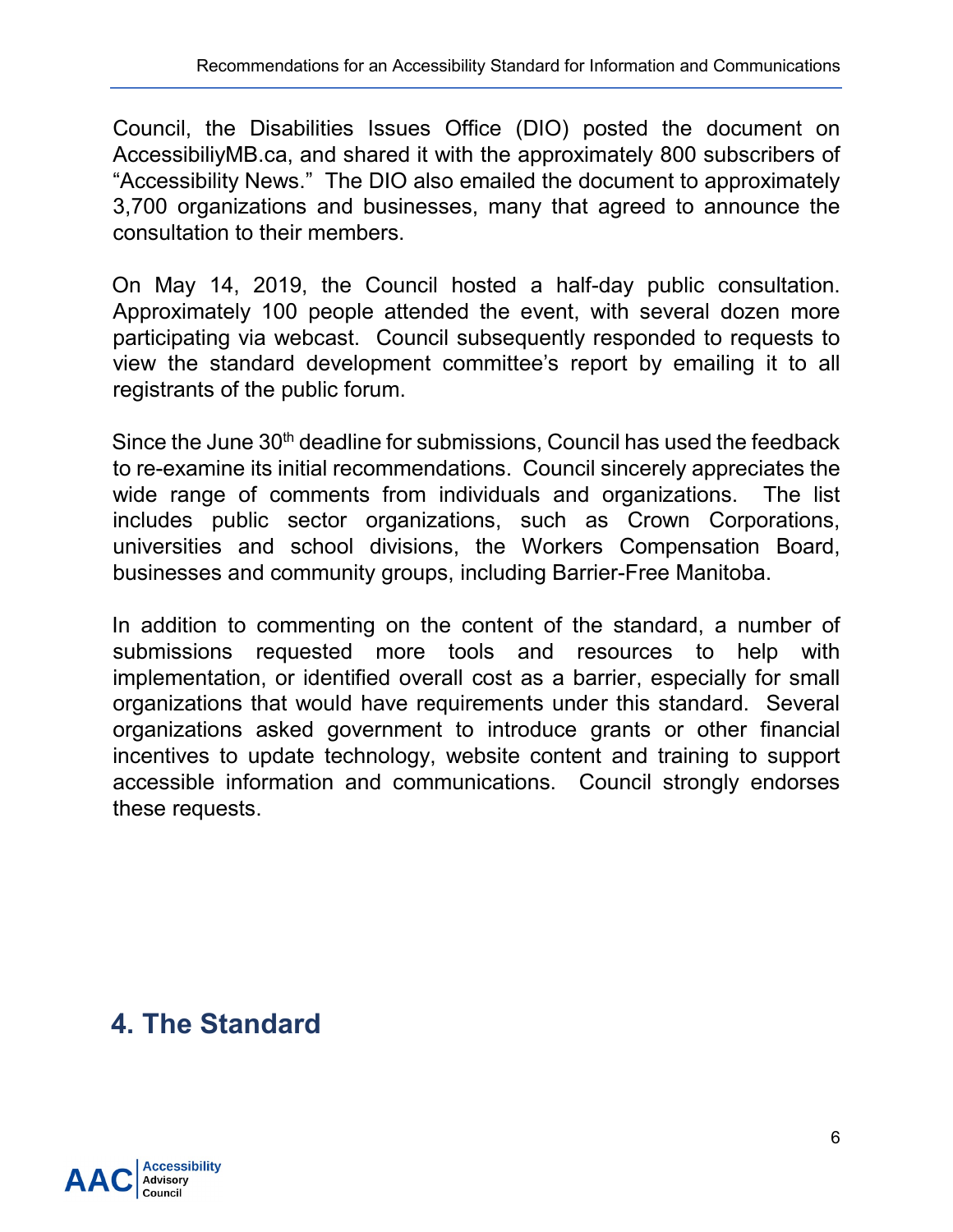Council, the Disabilities Issues Office (DIO) posted the document on AccessibiliyMB.ca, and shared it with the approximately 800 subscribers of "Accessibility News." The DIO also emailed the document to approximately 3,700 organizations and businesses, many that agreed to announce the consultation to their members.

On May 14, 2019, the Council hosted a half-day public consultation. Approximately 100 people attended the event, with several dozen more participating via webcast. Council subsequently responded to requests to view the standard development committee's report by emailing it to all registrants of the public forum.

Since the June 30th deadline for submissions, Council has used the feedback to re-examine its initial recommendations. Council sincerely appreciates the wide range of comments from individuals and organizations. The list includes public sector organizations, such as Crown Corporations, universities and school divisions, the Workers Compensation Board, businesses and community groups, including Barrier-Free Manitoba.

In addition to commenting on the content of the standard, a number of submissions requested more tools and resources to help with implementation, or identified overall cost as a barrier, especially for small organizations that would have requirements under this standard. Several organizations asked government to introduce grants or other financial incentives to update technology, website content and training to support accessible information and communications. Council strongly endorses these requests.

## 4. The Standard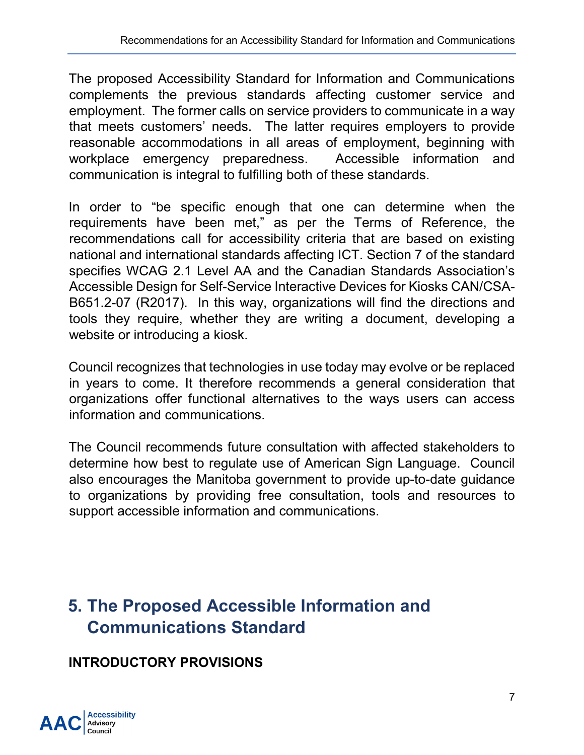The proposed Accessibility Standard for Information and Communications complements the previous standards affecting customer service and employment. The former calls on service providers to communicate in a way that meets customers' needs. The latter requires employers to provide reasonable accommodations in all areas of employment, beginning with workplace emergency preparedness. Accessible information and communication is integral to fulfilling both of these standards.

In order to "be specific enough that one can determine when the requirements have been met," as per the Terms of Reference, the recommendations call for accessibility criteria that are based on existing national and international standards affecting ICT. Section 7 of the standard specifies WCAG 2.1 Level AA and the Canadian Standards Association's Accessible Design for Self-Service Interactive Devices for Kiosks CAN/CSA-B651.2-07 (R2017). In this way, organizations will find the directions and tools they require, whether they are writing a document, developing a website or introducing a kiosk.

Council recognizes that technologies in use today may evolve or be replaced in years to come. It therefore recommends a general consideration that organizations offer functional alternatives to the ways users can access information and communications.

The Council recommends future consultation with affected stakeholders to determine how best to regulate use of American Sign Language. Council also encourages the Manitoba government to provide up-to-date guidance to organizations by providing free consultation, tools and resources to support accessible information and communications.

## 5. The Proposed Accessible Information and Communications Standard

### INTRODUCTORY PROVISIONS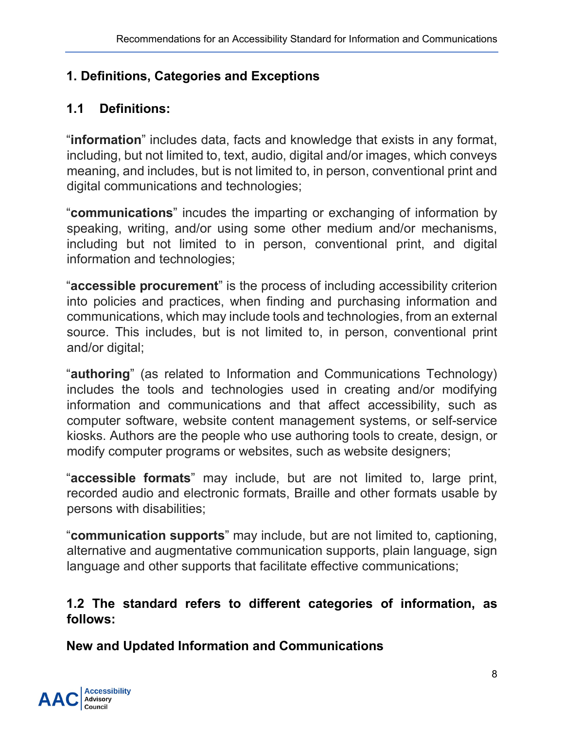## 1. Definitions, Categories and Exceptions

### 1.1 Definitions:

"**information**" includes data, facts and knowledge that exists in any format, including, but not limited to, text, audio, digital and/or images, which conveys meaning, and includes, but is not limited to, in person, conventional print and digital communications and technologies;

"**communications**" incudes the imparting or exchanging of information by speaking, writing, and/or using some other medium and/or mechanisms, including but not limited to in person, conventional print, and digital information and technologies;

"**accessible procurement**" is the process of including accessibility criterion into policies and practices, when finding and purchasing information and communications, which may include tools and technologies, from an external source. This includes, but is not limited to, in person, conventional print and/or digital;

"**authoring**" (as related to Information and Communications Technology) includes the tools and technologies used in creating and/or modifying information and communications and that affect accessibility, such as computer software, website content management systems, or self-service kiosks. Authors are the people who use authoring tools to create, design, or modify computer programs or websites, such as website designers;

"**accessible formats**" may include, but are not limited to, large print, recorded audio and electronic formats, Braille and other formats usable by persons with disabilities;

"**communication supports**" may include, but are not limited to, captioning, alternative and augmentative communication supports, plain language, sign language and other supports that facilitate effective communications;

### 1.2 The standard refers to different categories of information, as follows:

**New and Updated Information and Communications**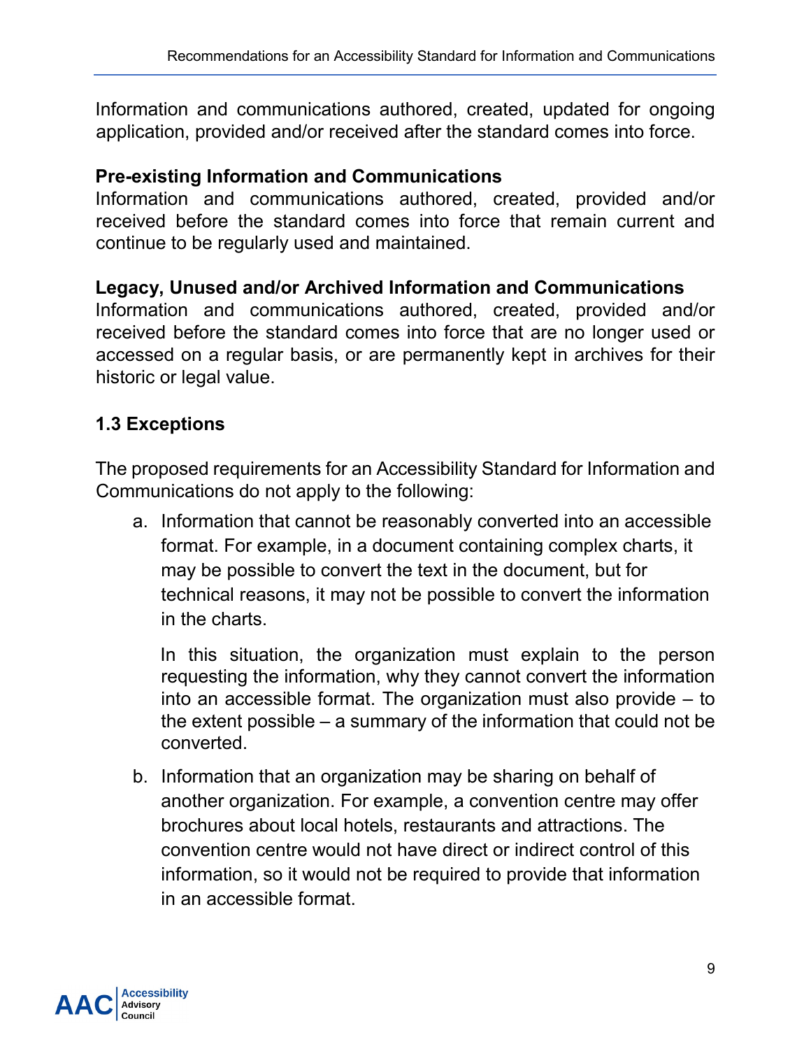Information and communications authored, created, updated for ongoing application, provided and/or received after the standard comes into force.

**Pre-existing Information and Communications**
Information and communications authored, created, provided and/or received before the standard comes into force that remain current and continue to be regularly used and maintained.

**Legacy, Unused and/or Archived Information and Communications**
Information and communications authored, created, provided and/or received before the standard comes into force that are no longer used or accessed on a regular basis, or are permanently kept in archives for their historic or legal value.

### 1.3 Exceptions

The proposed requirements for an Accessibility Standard for Information and Communications do not apply to the following:

a. Information that cannot be reasonably converted into an accessible format. For example, in a document containing complex charts, it may be possible to convert the text in the document, but for technical reasons, it may not be possible to convert the information in the charts.

   In this situation, the organization must explain to the person requesting the information, why they cannot convert the information into an accessible format. The organization must also provide – to the extent possible – a summary of the information that could not be converted.

b. Information that an organization may be sharing on behalf of another organization. For example, a convention centre may offer brochures about local hotels, restaurants and attractions. The convention centre would not have direct or indirect control of this information, so it would not be required to provide that information in an accessible format.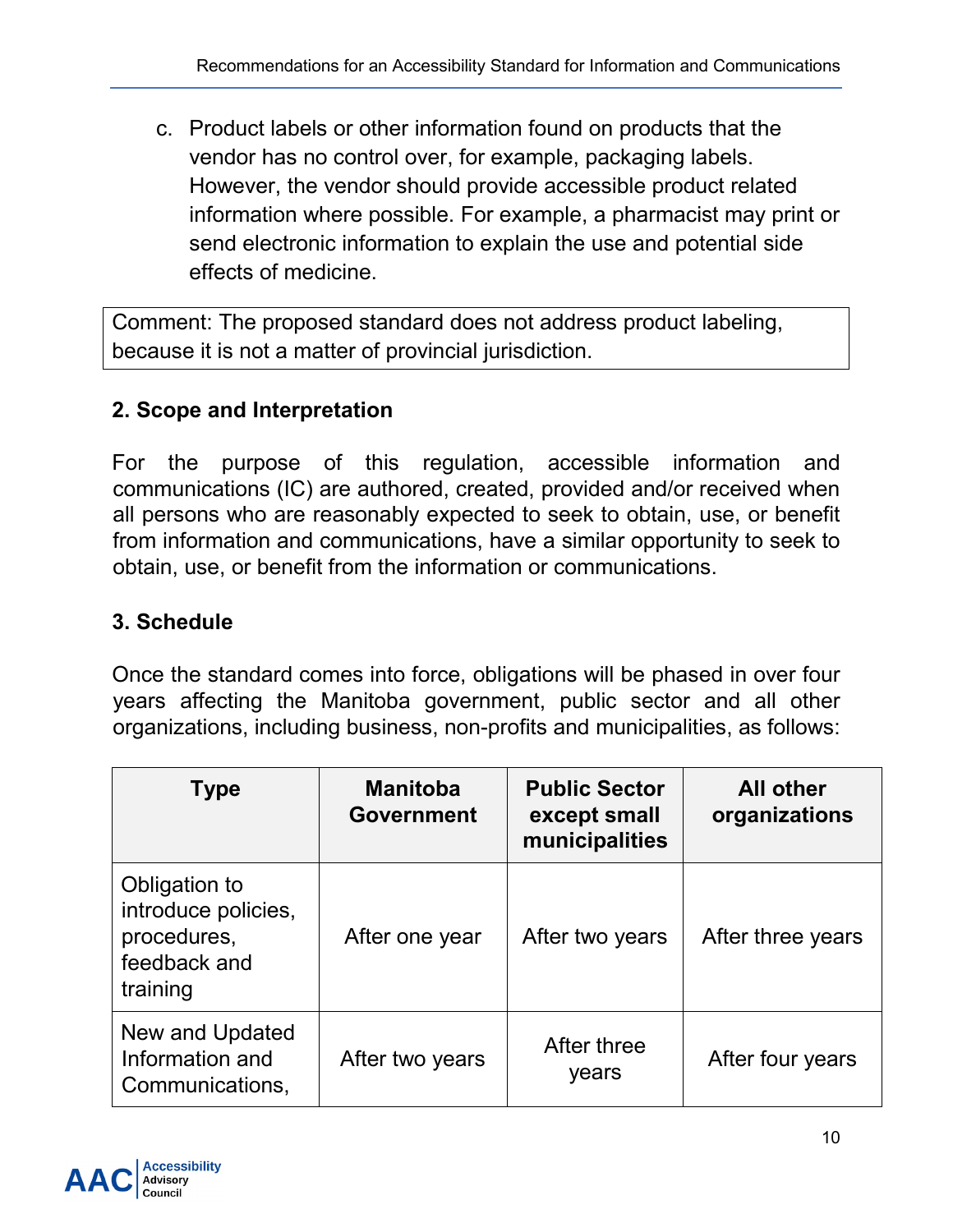c. Product labels or other information found on products that the vendor has no control over, for example, packaging labels. However, the vendor should provide accessible product related information where possible. For example, a pharmacist may print or send electronic information to explain the use and potential side effects of medicine.

Comment: The proposed standard does not address product labeling, because it is not a matter of provincial jurisdiction.

## 2. Scope and Interpretation

For the purpose of this regulation, accessible information and communications (IC) are authored, created, provided and/or received when all persons who are reasonably expected to seek to obtain, use, or benefit from information and communications, have a similar opportunity to seek to obtain, use, or benefit from the information or communications.

## 3. Schedule

Once the standard comes into force, obligations will be phased in over four years affecting the Manitoba government, public sector and all other organizations, including business, non-profits and municipalities, as follows:

| Type | Manitoba Government | Public Sector except small municipalities | All other organizations |
|---|---|---|---|
| Obligation to introduce policies, procedures, feedback and training | After one year | After two years | After three years |
| New and Updated Information and Communications, | After two years | After three years | After four years |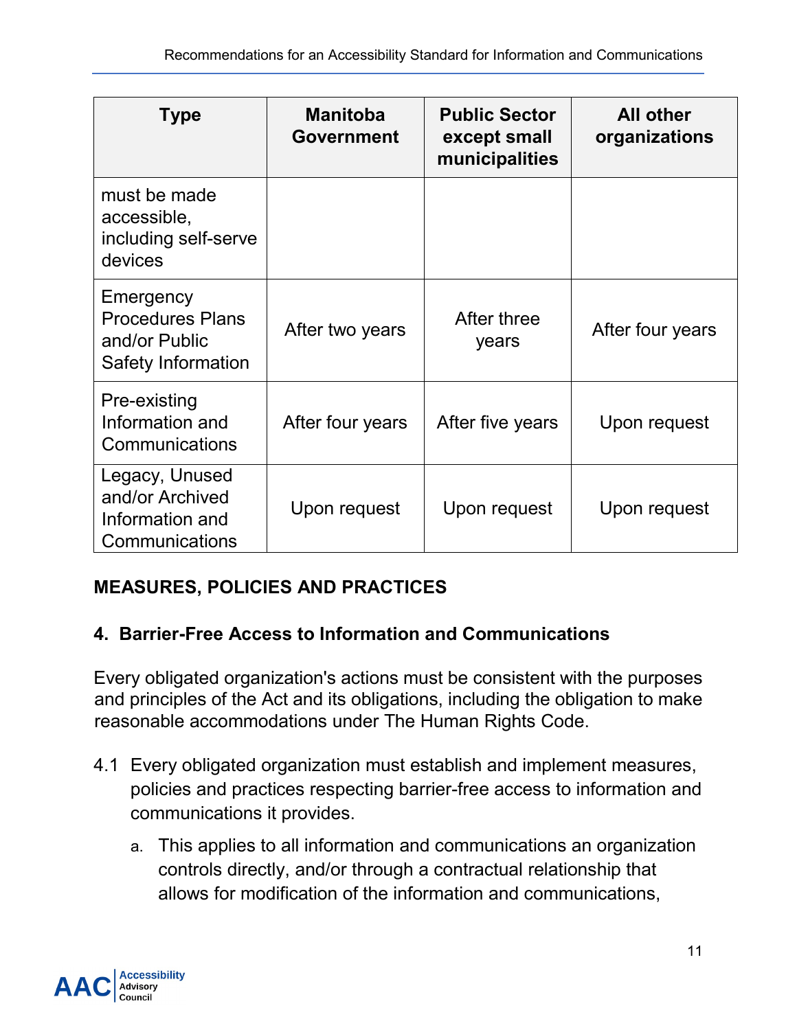| Type | Manitoba Government | Public Sector except small municipalities | All other organizations |
|---|---|---|---|
| must be made accessible, including self-serve devices | | | |
| Emergency Procedures Plans and/or Public Safety Information | After two years | After three years | After four years |
| Pre-existing Information and Communications | After four years | After five years | Upon request |
| Legacy, Unused and/or Archived Information and Communications | Upon request | Upon request | Upon request |

## MEASURES, POLICIES AND PRACTICES

### 4. Barrier-Free Access to Information and Communications

Every obligated organization's actions must be consistent with the purposes and principles of the Act and its obligations, including the obligation to make reasonable accommodations under The Human Rights Code.

4.1 Every obligated organization must establish and implement measures, policies and practices respecting barrier-free access to information and communications it provides.

   a. This applies to all information and communications an organization controls directly, and/or through a contractual relationship that allows for modification of the information and communications,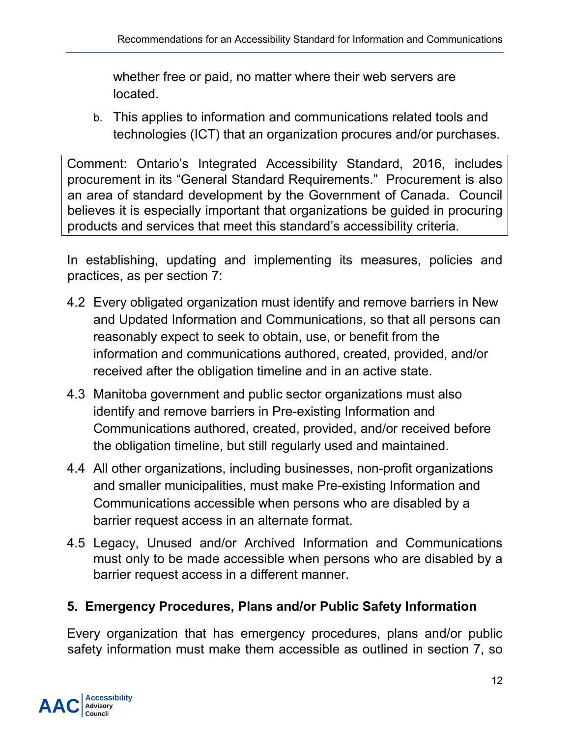whether free or paid, no matter where their web servers are located.

b. This applies to information and communications related tools and technologies (ICT) that an organization procures and/or purchases.

> Comment: Ontario's Integrated Accessibility Standard, 2016, includes procurement in its "General Standard Requirements." Procurement is also an area of standard development by the Government of Canada. Council believes it is especially important that organizations be guided in procuring products and services that meet this standard's accessibility criteria.

In establishing, updating and implementing its measures, policies and practices, as per section 7:

4.2 Every obligated organization must identify and remove barriers in New and Updated Information and Communications, so that all persons can reasonably expect to seek to obtain, use, or benefit from the information and communications authored, created, provided, and/or received after the obligation timeline and in an active state.

4.3 Manitoba government and public sector organizations must also identify and remove barriers in Pre-existing Information and Communications authored, created, provided, and/or received before the obligation timeline, but still regularly used and maintained.

4.4 All other organizations, including businesses, non-profit organizations and smaller municipalities, must make Pre-existing Information and Communications accessible when persons who are disabled by a barrier request access in an alternate format.

4.5 Legacy, Unused and/or Archived Information and Communications must only to be made accessible when persons who are disabled by a barrier request access in a different manner.

## 5. Emergency Procedures, Plans and/or Public Safety Information

Every organization that has emergency procedures, plans and/or public safety information must make them accessible as outlined in section 7, so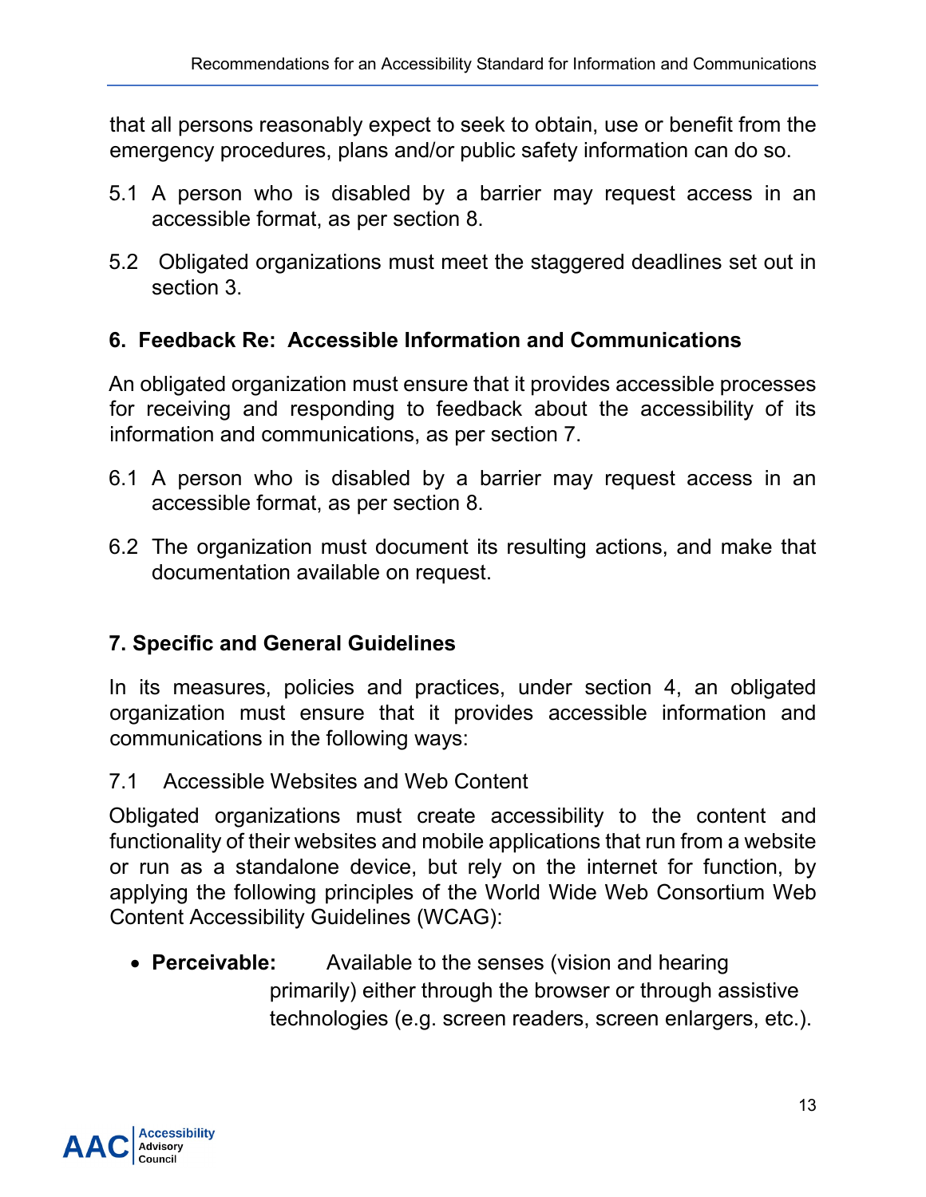that all persons reasonably expect to seek to obtain, use or benefit from the emergency procedures, plans and/or public safety information can do so.

5.1 A person who is disabled by a barrier may request access in an accessible format, as per section 8.

5.2 Obligated organizations must meet the staggered deadlines set out in section 3.

## 6. Feedback Re: Accessible Information and Communications

An obligated organization must ensure that it provides accessible processes for receiving and responding to feedback about the accessibility of its information and communications, as per section 7.

6.1 A person who is disabled by a barrier may request access in an accessible format, as per section 8.

6.2 The organization must document its resulting actions, and make that documentation available on request.

## 7. Specific and General Guidelines

In its measures, policies and practices, under section 4, an obligated organization must ensure that it provides accessible information and communications in the following ways:

7.1 Accessible Websites and Web Content

Obligated organizations must create accessibility to the content and functionality of their websites and mobile applications that run from a website or run as a standalone device, but rely on the internet for function, by applying the following principles of the World Wide Web Consortium Web Content Accessibility Guidelines (WCAG):

- **Perceivable:** Available to the senses (vision and hearing primarily) either through the browser or through assistive technologies (e.g. screen readers, screen enlargers, etc.).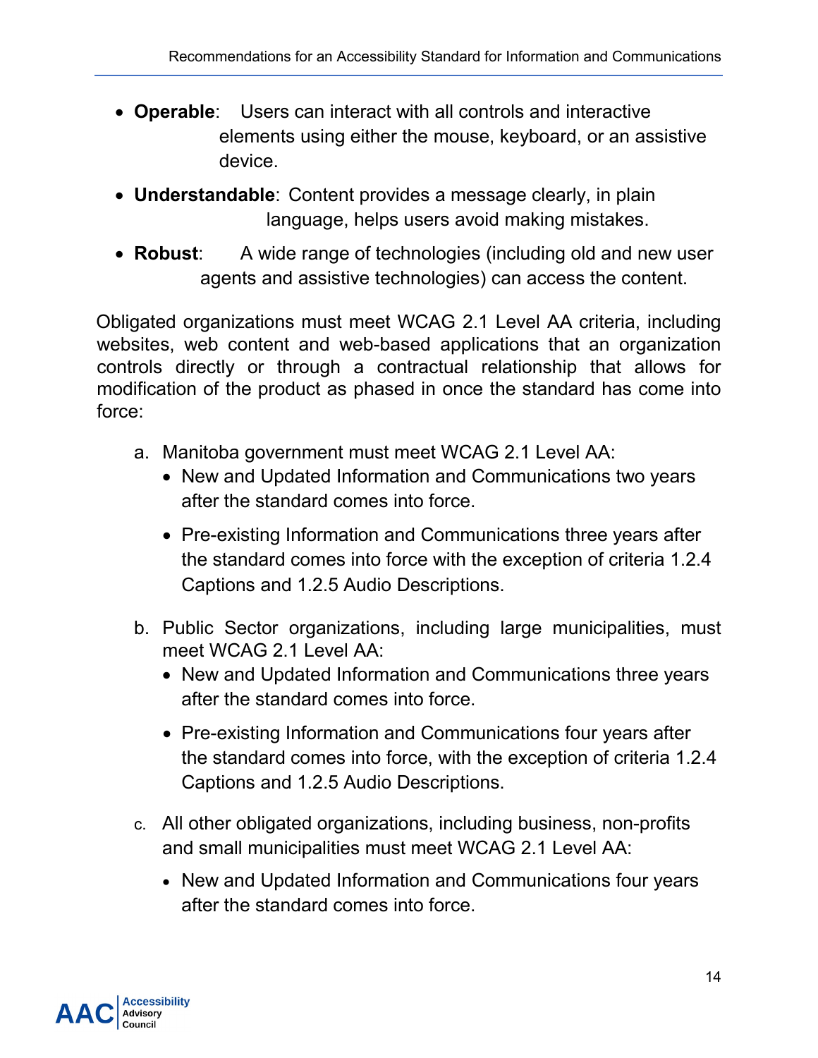- **Operable**: Users can interact with all controls and interactive elements using either the mouse, keyboard, or an assistive device.
- **Understandable**: Content provides a message clearly, in plain language, helps users avoid making mistakes.
- **Robust**: A wide range of technologies (including old and new user agents and assistive technologies) can access the content.

Obligated organizations must meet WCAG 2.1 Level AA criteria, including websites, web content and web-based applications that an organization controls directly or through a contractual relationship that allows for modification of the product as phased in once the standard has come into force:

a. Manitoba government must meet WCAG 2.1 Level AA:
   - New and Updated Information and Communications two years after the standard comes into force.
   - Pre-existing Information and Communications three years after the standard comes into force with the exception of criteria 1.2.4 Captions and 1.2.5 Audio Descriptions.

b. Public Sector organizations, including large municipalities, must meet WCAG 2.1 Level AA:
   - New and Updated Information and Communications three years after the standard comes into force.
   - Pre-existing Information and Communications four years after the standard comes into force, with the exception of criteria 1.2.4 Captions and 1.2.5 Audio Descriptions.

c. All other obligated organizations, including business, non-profits and small municipalities must meet WCAG 2.1 Level AA:
   - New and Updated Information and Communications four years after the standard comes into force.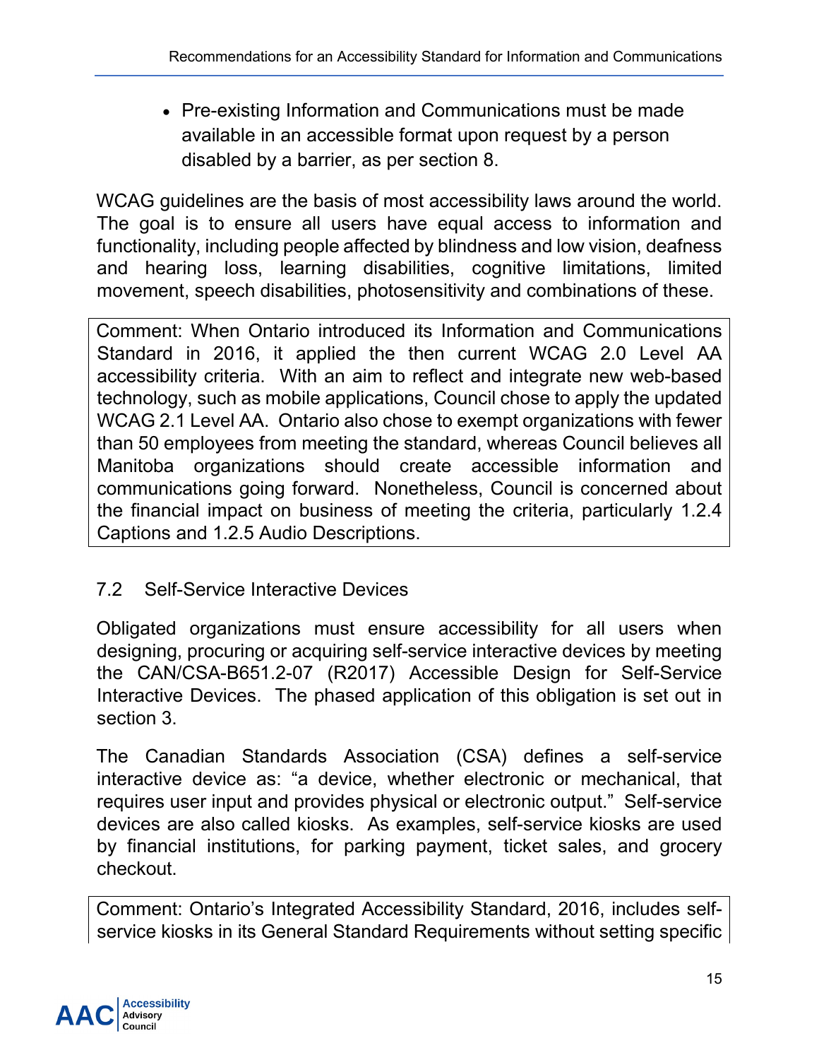- Pre-existing Information and Communications must be made available in an accessible format upon request by a person disabled by a barrier, as per section 8.

WCAG guidelines are the basis of most accessibility laws around the world. The goal is to ensure all users have equal access to information and functionality, including people affected by blindness and low vision, deafness and hearing loss, learning disabilities, cognitive limitations, limited movement, speech disabilities, photosensitivity and combinations of these.

> Comment: When Ontario introduced its Information and Communications Standard in 2016, it applied the then current WCAG 2.0 Level AA accessibility criteria. With an aim to reflect and integrate new web-based technology, such as mobile applications, Council chose to apply the updated WCAG 2.1 Level AA. Ontario also chose to exempt organizations with fewer than 50 employees from meeting the standard, whereas Council believes all Manitoba organizations should create accessible information and communications going forward. Nonetheless, Council is concerned about the financial impact on business of meeting the criteria, particularly 1.2.4 Captions and 1.2.5 Audio Descriptions.

## 7.2 Self-Service Interactive Devices

Obligated organizations must ensure accessibility for all users when designing, procuring or acquiring self-service interactive devices by meeting the CAN/CSA-B651.2-07 (R2017) Accessible Design for Self-Service Interactive Devices. The phased application of this obligation is set out in section 3.

The Canadian Standards Association (CSA) defines a self-service interactive device as: "a device, whether electronic or mechanical, that requires user input and provides physical or electronic output." Self-service devices are also called kiosks. As examples, self-service kiosks are used by financial institutions, for parking payment, ticket sales, and grocery checkout.

> Comment: Ontario's Integrated Accessibility Standard, 2016, includes self-service kiosks in its General Standard Requirements without setting specific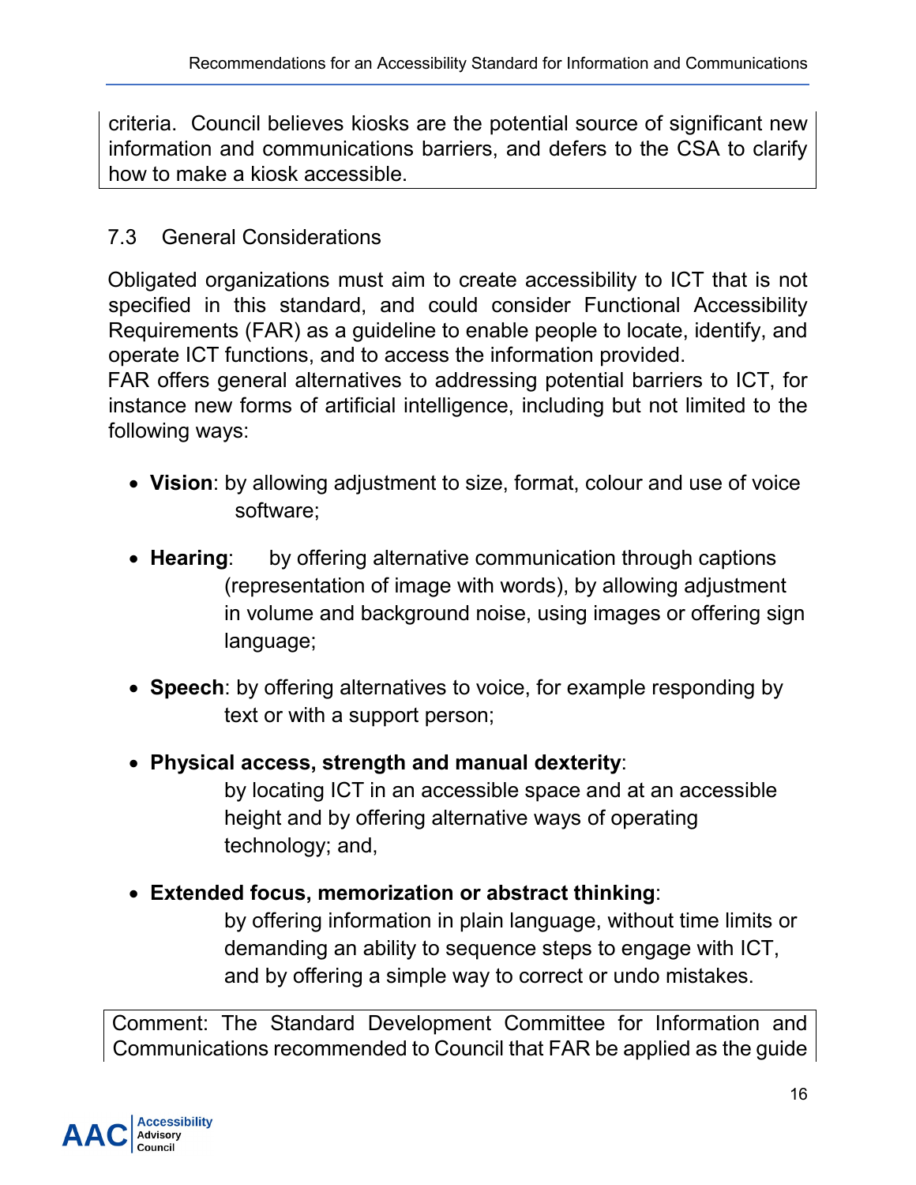criteria. Council believes kiosks are the potential source of significant new information and communications barriers, and defers to the CSA to clarify how to make a kiosk accessible.

### 7.3 General Considerations

Obligated organizations must aim to create accessibility to ICT that is not specified in this standard, and could consider Functional Accessibility Requirements (FAR) as a guideline to enable people to locate, identify, and operate ICT functions, and to access the information provided.
FAR offers general alternatives to addressing potential barriers to ICT, for instance new forms of artificial intelligence, including but not limited to the following ways:

- **Vision**: by allowing adjustment to size, format, colour and use of voice software;
- **Hearing**: by offering alternative communication through captions (representation of image with words), by allowing adjustment in volume and background noise, using images or offering sign language;
- **Speech**: by offering alternatives to voice, for example responding by text or with a support person;
- **Physical access, strength and manual dexterity**: by locating ICT in an accessible space and at an accessible height and by offering alternative ways of operating technology; and,
- **Extended focus, memorization or abstract thinking**: by offering information in plain language, without time limits or demanding an ability to sequence steps to engage with ICT, and by offering a simple way to correct or undo mistakes.

Comment: The Standard Development Committee for Information and Communications recommended to Council that FAR be applied as the guide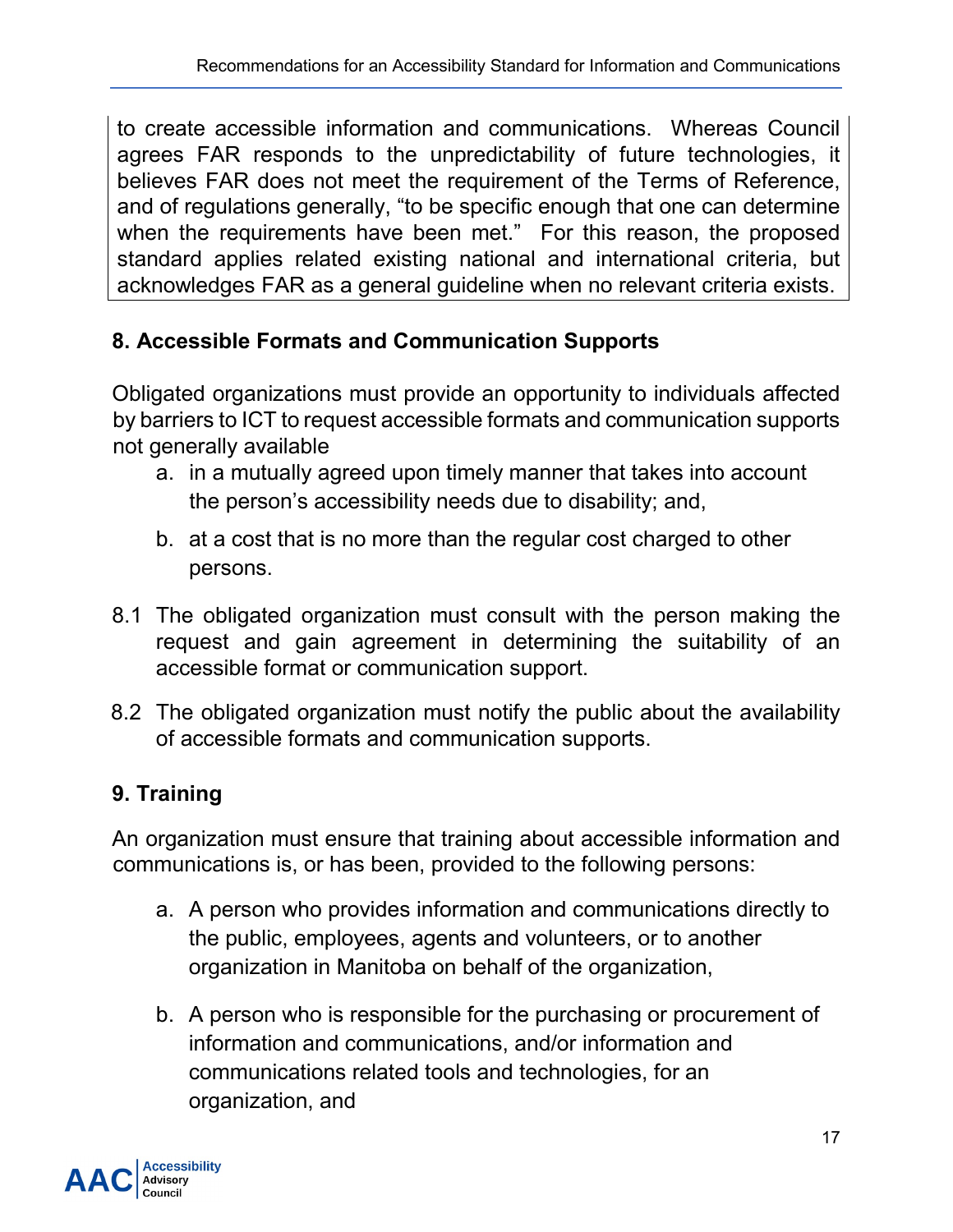to create accessible information and communications. Whereas Council agrees FAR responds to the unpredictability of future technologies, it believes FAR does not meet the requirement of the Terms of Reference, and of regulations generally, “to be specific enough that one can determine when the requirements have been met.” For this reason, the proposed standard applies related existing national and international criteria, but acknowledges FAR as a general guideline when no relevant criteria exists.

## 8. Accessible Formats and Communication Supports

Obligated organizations must provide an opportunity to individuals affected by barriers to ICT to request accessible formats and communication supports not generally available

a. in a mutually agreed upon timely manner that takes into account the person’s accessibility needs due to disability; and,

b. at a cost that is no more than the regular cost charged to other persons.

8.1 The obligated organization must consult with the person making the request and gain agreement in determining the suitability of an accessible format or communication support.

8.2 The obligated organization must notify the public about the availability of accessible formats and communication supports.

## 9. Training

An organization must ensure that training about accessible information and communications is, or has been, provided to the following persons:

a. A person who provides information and communications directly to the public, employees, agents and volunteers, or to another organization in Manitoba on behalf of the organization,

b. A person who is responsible for the purchasing or procurement of information and communications, and/or information and communications related tools and technologies, for an organization, and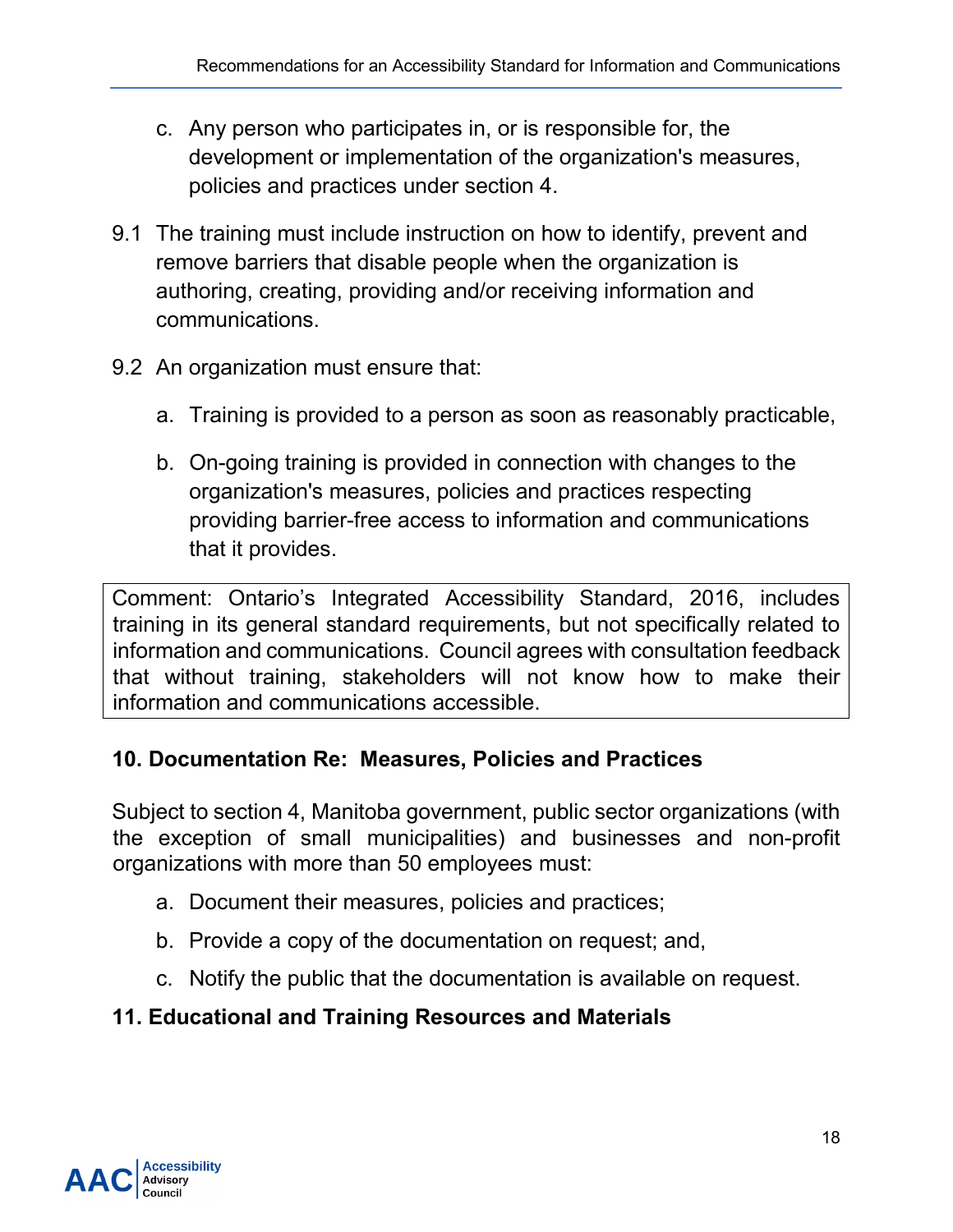c. Any person who participates in, or is responsible for, the development or implementation of the organization's measures, policies and practices under section 4.

9.1 The training must include instruction on how to identify, prevent and remove barriers that disable people when the organization is authoring, creating, providing and/or receiving information and communications.

9.2 An organization must ensure that:

a. Training is provided to a person as soon as reasonably practicable,

b. On-going training is provided in connection with changes to the organization's measures, policies and practices respecting providing barrier-free access to information and communications that it provides.

> Comment: Ontario's Integrated Accessibility Standard, 2016, includes training in its general standard requirements, but not specifically related to information and communications. Council agrees with consultation feedback that without training, stakeholders will not know how to make their information and communications accessible.

## 10. Documentation Re: Measures, Policies and Practices

Subject to section 4, Manitoba government, public sector organizations (with the exception of small municipalities) and businesses and non-profit organizations with more than 50 employees must:

a. Document their measures, policies and practices;

b. Provide a copy of the documentation on request; and,

c. Notify the public that the documentation is available on request.

## 11. Educational and Training Resources and Materials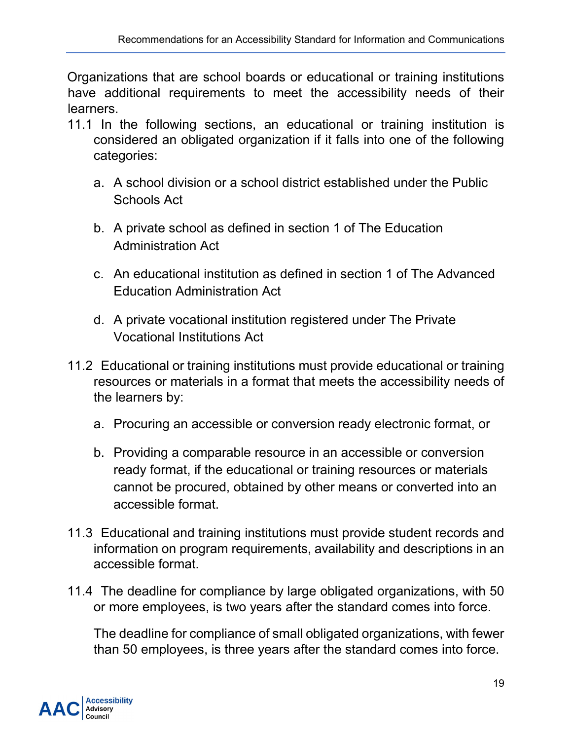Organizations that are school boards or educational or training institutions have additional requirements to meet the accessibility needs of their learners.

11.1 In the following sections, an educational or training institution is considered an obligated organization if it falls into one of the following categories:

   a. A school division or a school district established under the Public Schools Act

   b. A private school as defined in section 1 of The Education Administration Act

   c. An educational institution as defined in section 1 of The Advanced Education Administration Act

   d. A private vocational institution registered under The Private Vocational Institutions Act

11.2 Educational or training institutions must provide educational or training resources or materials in a format that meets the accessibility needs of the learners by:

   a. Procuring an accessible or conversion ready electronic format, or

   b. Providing a comparable resource in an accessible or conversion ready format, if the educational or training resources or materials cannot be procured, obtained by other means or converted into an accessible format.

11.3 Educational and training institutions must provide student records and information on program requirements, availability and descriptions in an accessible format.

11.4 The deadline for compliance by large obligated organizations, with 50 or more employees, is two years after the standard comes into force.

   The deadline for compliance of small obligated organizations, with fewer than 50 employees, is three years after the standard comes into force.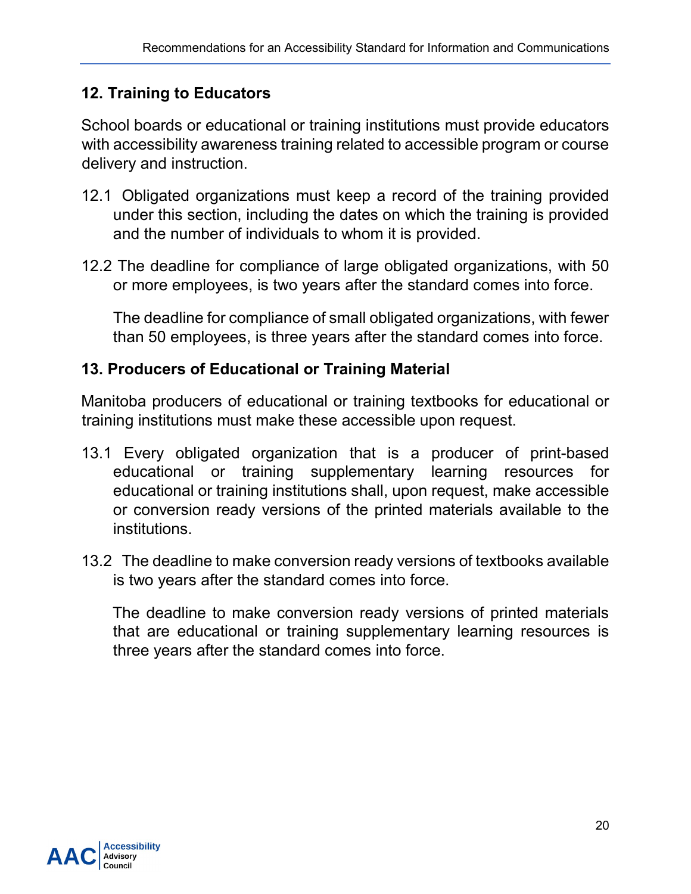## 12. Training to Educators

School boards or educational or training institutions must provide educators with accessibility awareness training related to accessible program or course delivery and instruction.

12.1 Obligated organizations must keep a record of the training provided under this section, including the dates on which the training is provided and the number of individuals to whom it is provided.

12.2 The deadline for compliance of large obligated organizations, with 50 or more employees, is two years after the standard comes into force.

The deadline for compliance of small obligated organizations, with fewer than 50 employees, is three years after the standard comes into force.

## 13. Producers of Educational or Training Material

Manitoba producers of educational or training textbooks for educational or training institutions must make these accessible upon request.

13.1 Every obligated organization that is a producer of print-based educational or training supplementary learning resources for educational or training institutions shall, upon request, make accessible or conversion ready versions of the printed materials available to the institutions.

13.2 The deadline to make conversion ready versions of textbooks available is two years after the standard comes into force.

The deadline to make conversion ready versions of printed materials that are educational or training supplementary learning resources is three years after the standard comes into force.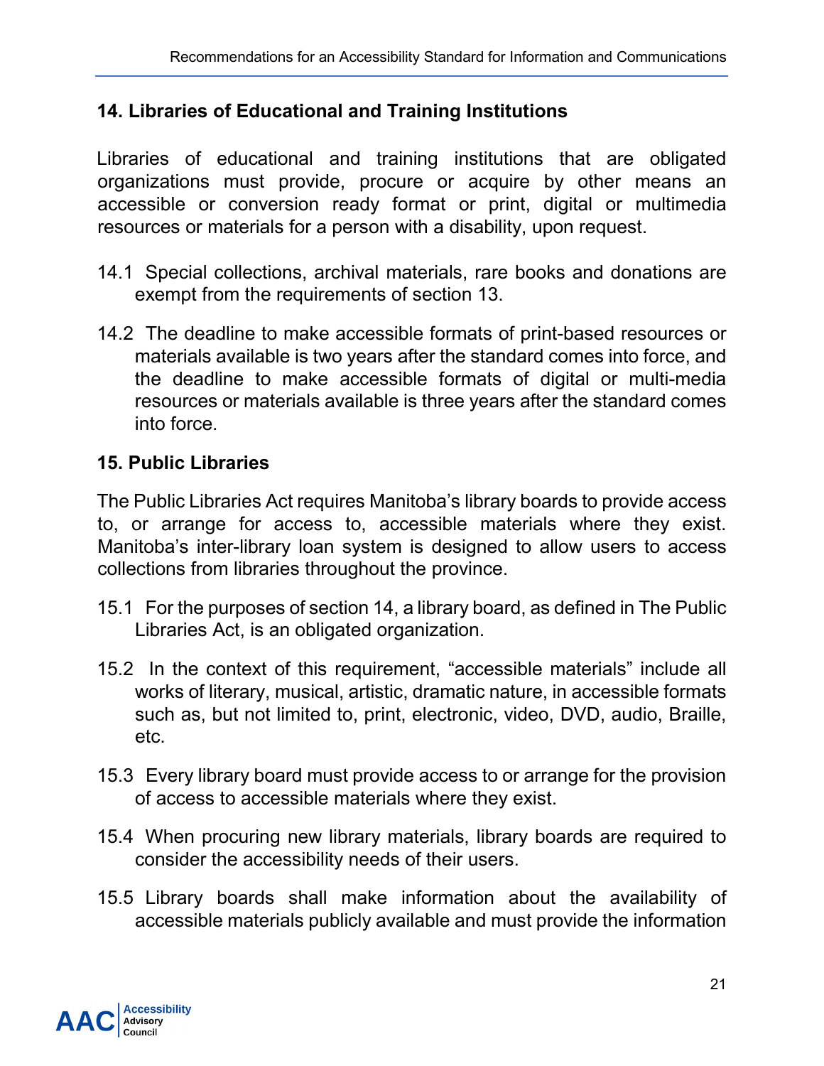## 14. Libraries of Educational and Training Institutions

Libraries of educational and training institutions that are obligated organizations must provide, procure or acquire by other means an accessible or conversion ready format or print, digital or multimedia resources or materials for a person with a disability, upon request.

14.1 Special collections, archival materials, rare books and donations are exempt from the requirements of section 13.

14.2 The deadline to make accessible formats of print-based resources or materials available is two years after the standard comes into force, and the deadline to make accessible formats of digital or multi-media resources or materials available is three years after the standard comes into force.

## 15. Public Libraries

The Public Libraries Act requires Manitoba's library boards to provide access to, or arrange for access to, accessible materials where they exist. Manitoba's inter-library loan system is designed to allow users to access collections from libraries throughout the province.

15.1 For the purposes of section 14, a library board, as defined in The Public Libraries Act, is an obligated organization.

15.2 In the context of this requirement, "accessible materials" include all works of literary, musical, artistic, dramatic nature, in accessible formats such as, but not limited to, print, electronic, video, DVD, audio, Braille, etc.

15.3 Every library board must provide access to or arrange for the provision of access to accessible materials where they exist.

15.4 When procuring new library materials, library boards are required to consider the accessibility needs of their users.

15.5 Library boards shall make information about the availability of accessible materials publicly available and must provide the information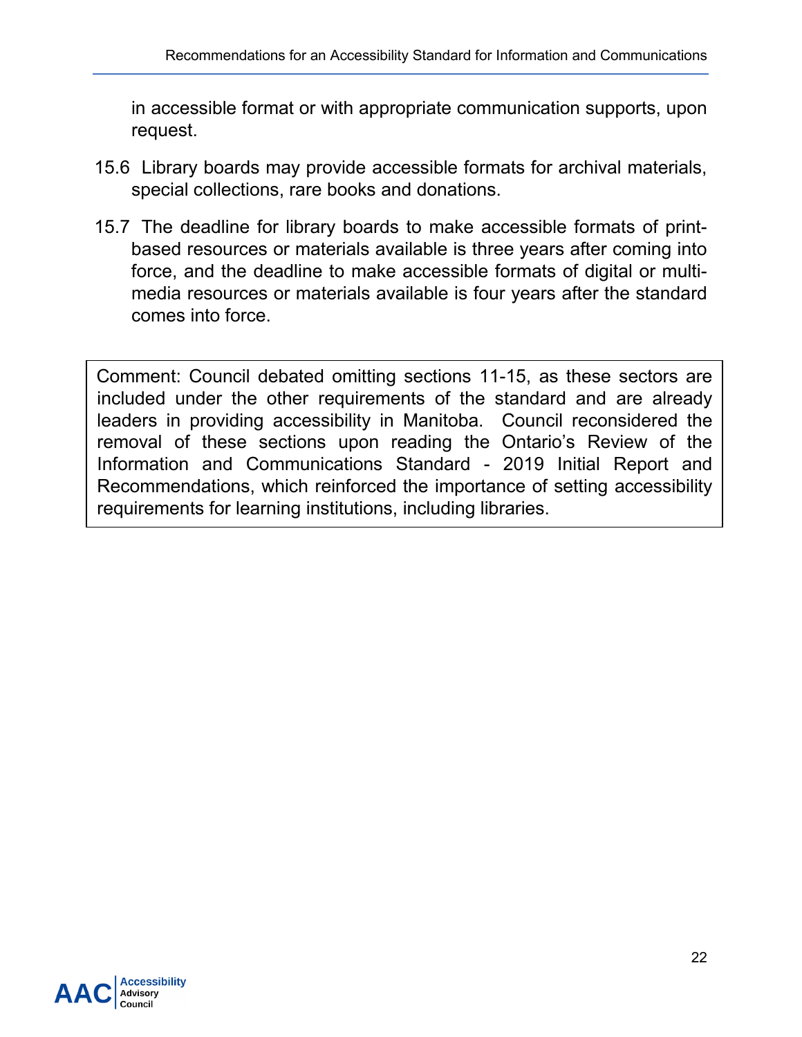in accessible format or with appropriate communication supports, upon request.

15.6 Library boards may provide accessible formats for archival materials, special collections, rare books and donations.

15.7 The deadline for library boards to make accessible formats of print-based resources or materials available is three years after coming into force, and the deadline to make accessible formats of digital or multi-media resources or materials available is four years after the standard comes into force.

Comment: Council debated omitting sections 11-15, as these sectors are included under the other requirements of the standard and are already leaders in providing accessibility in Manitoba. Council reconsidered the removal of these sections upon reading the Ontario's Review of the Information and Communications Standard - 2019 Initial Report and Recommendations, which reinforced the importance of setting accessibility requirements for learning institutions, including libraries.